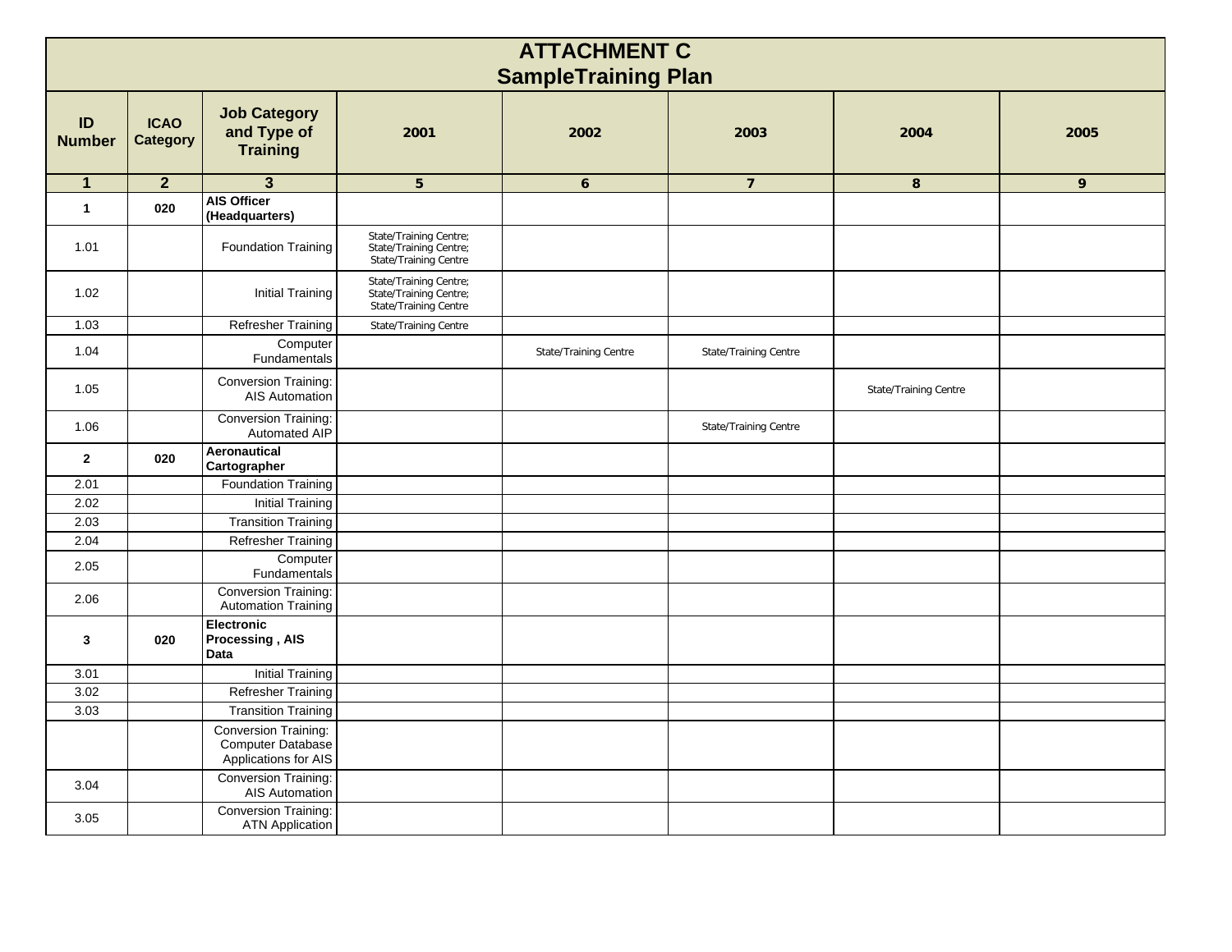# ATTACHMENT C
## SampleTraining Plan

| ID Number | ICAO Category | Job Category and Type of Training | 2001 | 2002 | 2003 | 2004 | 2005 |
|---|---|---|---|---|---|---|---|
| 1 | 2 | 3 | 5 | 6 | 7 | 8 | 9 |
| **1** | **020** | **AIS Officer (Headquarters)** | | | | | |
| 1.01 | | Foundation Training | State/Training Centre; State/Training Centre; State/Training Centre | | | | |
| 1.02 | | Initial Training | State/Training Centre; State/Training Centre; State/Training Centre | | | | |
| 1.03 | | Refresher Training | State/Training Centre | | | | |
| 1.04 | | Computer Fundamentals | | State/Training Centre | State/Training Centre | | |
| 1.05 | | Conversion Training: AIS Automation | | | | State/Training Centre | |
| 1.06 | | Conversion Training: Automated AIP | | | State/Training Centre | | |
| **2** | **020** | **Aeronautical Cartographer** | | | | | |
| 2.01 | | Foundation Training | | | | | |
| 2.02 | | Initial Training | | | | | |
| 2.03 | | Transition Training | | | | | |
| 2.04 | | Refresher Training | | | | | |
| 2.05 | | Computer Fundamentals | | | | | |
| 2.06 | | Conversion Training: Automation Training | | | | | |
| **3** | **020** | **Electronic Processing , AIS Data** | | | | | |
| 3.01 | | Initial Training | | | | | |
| 3.02 | | Refresher Training | | | | | |
| 3.03 | | Transition Training | | | | | |
| | | Conversion Training: Computer Database Applications for AIS | | | | | |
| 3.04 | | Conversion Training: AIS Automation | | | | | |
| 3.05 | | Conversion Training: ATN Application | | | | | |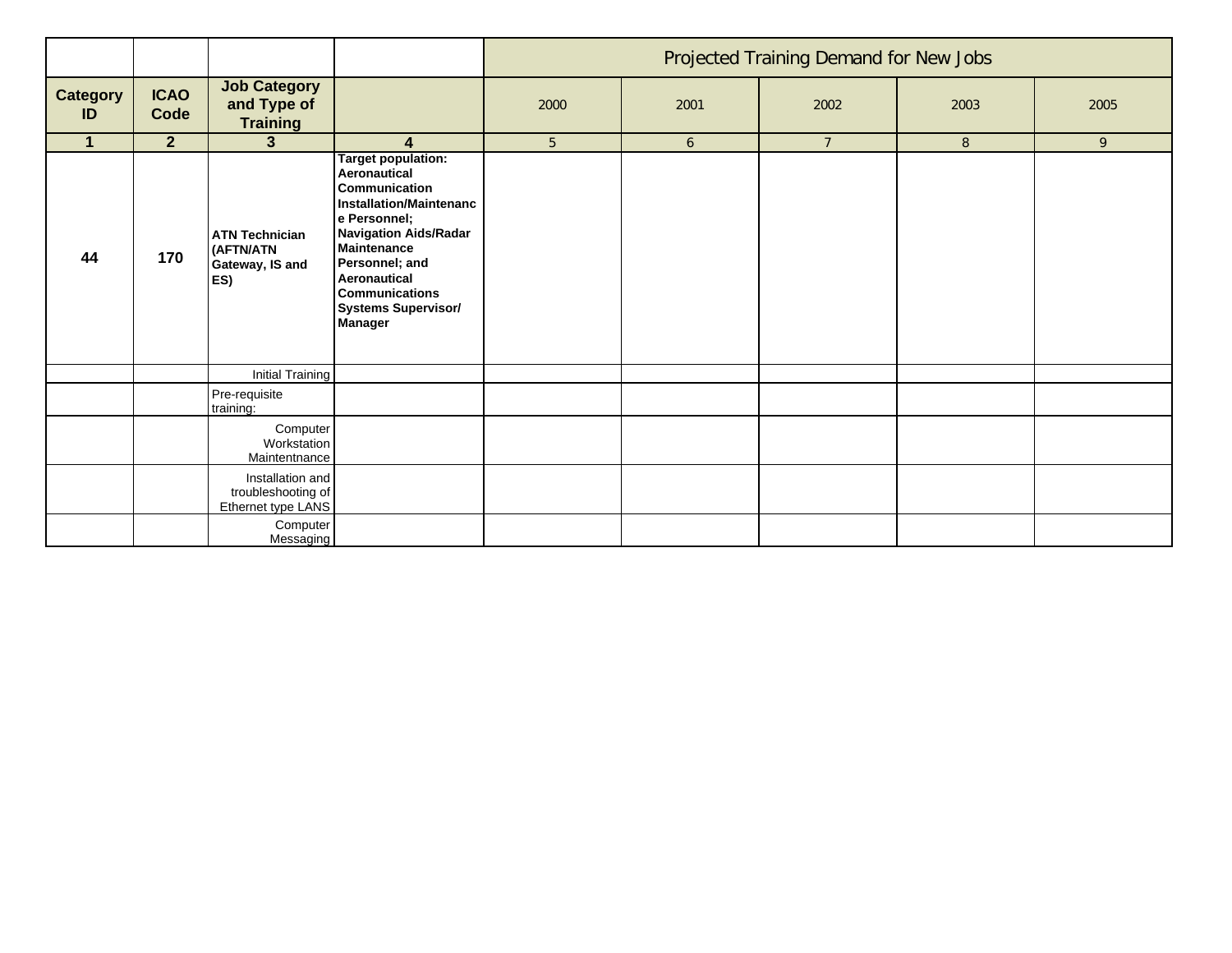| | | | | Projected Training Demand for New Jobs | | | | |
|---|---|---|---|---|---|---|---|---|
| **Category ID** | **ICAO Code** | **Job Category and Type of Training** | | 2000 | 2001 | 2002 | 2003 | 2005 |
| **1** | **2** | **3** | **4** | 5 | 6 | 7 | 8 | 9 |
| **44** | **170** | **ATN Technician (AFTN/ATN Gateway, IS and ES)** | **Target population: Aeronautical Communication Installation/Maintenance Personnel; Navigation Aids/Radar Maintenance Personnel; and Aeronautical Communications Systems Supervisor/ Manager** | | | | | |
| | | Initial Training | | | | | | |
| | | Pre-requisite training: | | | | | | |
| | | Computer Workstation Maintentnance | | | | | | |
| | | Installation and troubleshooting of Ethernet type LANS | | | | | | |
| | | Computer Messaging | | | | | | |